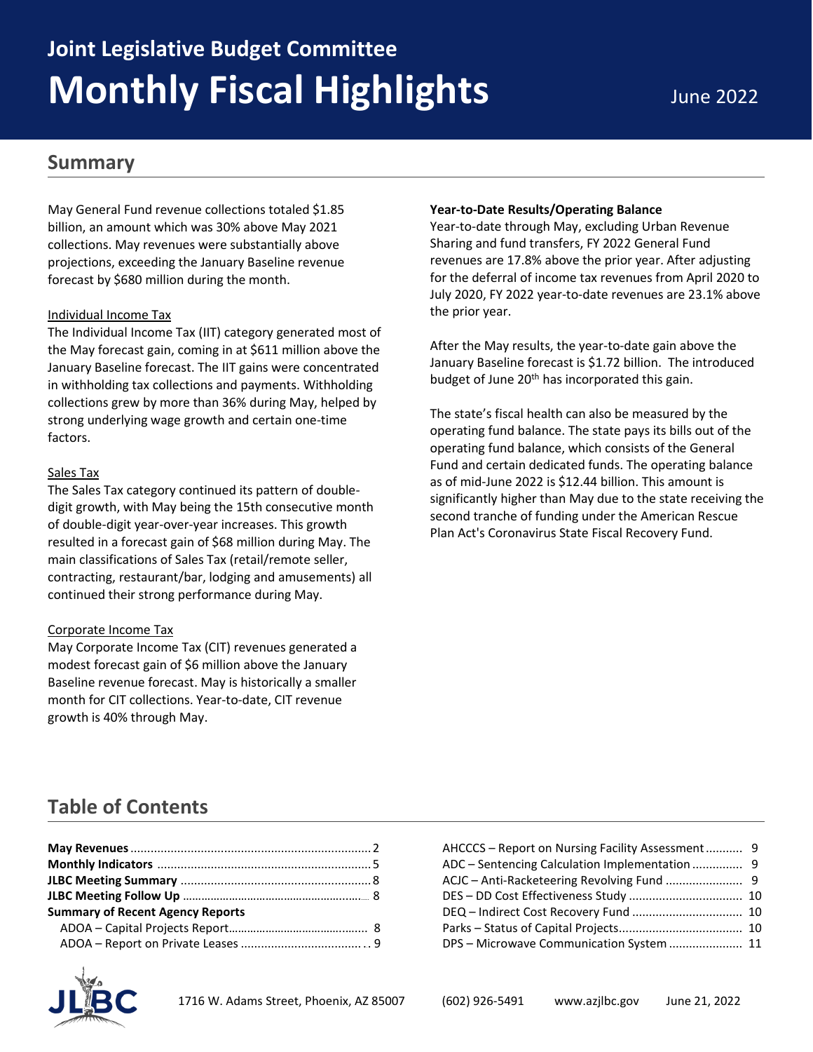# Joint Legislative Budget Committee

# Monthly Fiscal Highlights

June 2022

## Summary

May General Fund revenue collections totaled $1.85 billion, an amount which was 30% above May 2021 collections. May revenues were substantially above projections, exceeding the January Baseline revenue forecast by $680 million during the month.

Individual Income Tax

The Individual Income Tax (IIT) category generated most of the May forecast gain, coming in at $611 million above the January Baseline forecast. The IIT gains were concentrated in withholding tax collections and payments. Withholding collections grew by more than 36% during May, helped by strong underlying wage growth and certain one-time factors.

Sales Tax

The Sales Tax category continued its pattern of double-digit growth, with May being the 15th consecutive month of double-digit year-over-year increases. This growth resulted in a forecast gain of $68 million during May. The main classifications of Sales Tax (retail/remote seller, contracting, restaurant/bar, lodging and amusements) all continued their strong performance during May.

Corporate Income Tax

May Corporate Income Tax (CIT) revenues generated a modest forecast gain of $6 million above the January Baseline revenue forecast. May is historically a smaller month for CIT collections. Year-to-date, CIT revenue growth is 40% through May.

**Year-to-Date Results/Operating Balance**

Year-to-date through May, excluding Urban Revenue Sharing and fund transfers, FY 2022 General Fund revenues are 17.8% above the prior year. After adjusting for the deferral of income tax revenues from April 2020 to July 2020, FY 2022 year-to-date revenues are 23.1% above the prior year.

After the May results, the year-to-date gain above the January Baseline forecast is $1.72 billion. The introduced budget of June 20th has incorporated this gain.

The state's fiscal health can also be measured by the operating fund balance. The state pays its bills out of the operating fund balance, which consists of the General Fund and certain dedicated funds. The operating balance as of mid-June 2022 is $12.44 billion. This amount is significantly higher than May due to the state receiving the second tranche of funding under the American Rescue Plan Act's Coronavirus State Fiscal Recovery Fund.

## Table of Contents

**May Revenues** .......... 2
**Monthly Indicators** .......... 5
**JLBC Meeting Summary** .......... 8
**JLBC Meeting Follow Up** .......... 8
**Summary of Recent Agency Reports**
- ADOA – Capital Projects Report .......... 8
- ADOA – Report on Private Leases .......... 9
- AHCCCS – Report on Nursing Facility Assessment .......... 9
- ADC – Sentencing Calculation Implementation .......... 9
- ACJC – Anti-Racketeering Revolving Fund .......... 9
- DES – DD Cost Effectiveness Study .......... 10
- DEQ – Indirect Cost Recovery Fund .......... 10
- Parks – Status of Capital Projects .......... 10
- DPS – Microwave Communication System .......... 11

1716 W. Adams Street, Phoenix, AZ 85007 (602) 926-5491 www.azjlbc.gov June 21, 2022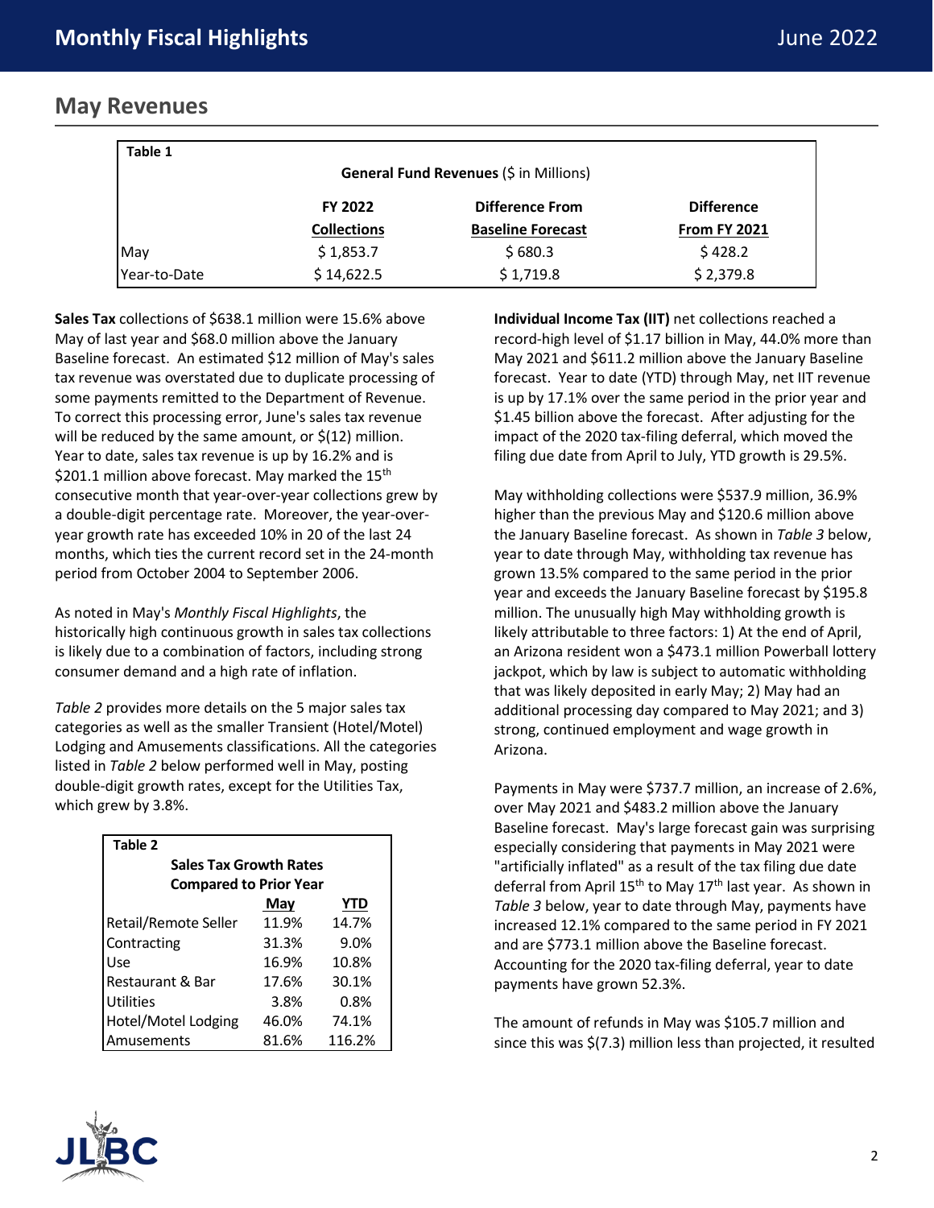## May Revenues

| Table 1 | | | |
|---|---|---|---|
| **General Fund Revenues** ($ in Millions) | | | |
| | **FY 2022 Collections** | **Difference From Baseline Forecast** | **Difference From FY 2021** |
| May | $ 1,853.7 | $ 680.3 | $ 428.2 |
| Year-to-Date | $ 14,622.5 | $ 1,719.8 | $ 2,379.8 |

**Sales Tax** collections of $638.1 million were 15.6% above May of last year and $68.0 million above the January Baseline forecast. An estimated $12 million of May's sales tax revenue was overstated due to duplicate processing of some payments remitted to the Department of Revenue. To correct this processing error, June's sales tax revenue will be reduced by the same amount, or $(12) million. Year to date, sales tax revenue is up by 16.2% and is $201.1 million above forecast. May marked the 15th consecutive month that year-over-year collections grew by a double-digit percentage rate. Moreover, the year-over-year growth rate has exceeded 10% in 20 of the last 24 months, which ties the current record set in the 24-month period from October 2004 to September 2006.

As noted in May's *Monthly Fiscal Highlights*, the historically high continuous growth in sales tax collections is likely due to a combination of factors, including strong consumer demand and a high rate of inflation.

*Table 2* provides more details on the 5 major sales tax categories as well as the smaller Transient (Hotel/Motel) Lodging and Amusements classifications. All the categories listed in *Table 2* below performed well in May, posting double-digit growth rates, except for the Utilities Tax, which grew by 3.8%.

| Table 2 | | |
|---|---|---|
| **Sales Tax Growth Rates Compared to Prior Year** | | |
| | **May** | **YTD** |
| Retail/Remote Seller | 11.9% | 14.7% |
| Contracting | 31.3% | 9.0% |
| Use | 16.9% | 10.8% |
| Restaurant & Bar | 17.6% | 30.1% |
| Utilities | 3.8% | 0.8% |
| Hotel/Motel Lodging | 46.0% | 74.1% |
| Amusements | 81.6% | 116.2% |

**Individual Income Tax (IIT)** net collections reached a record-high level of $1.17 billion in May, 44.0% more than May 2021 and $611.2 million above the January Baseline forecast. Year to date (YTD) through May, net IIT revenue is up by 17.1% over the same period in the prior year and $1.45 billion above the forecast. After adjusting for the impact of the 2020 tax-filing deferral, which moved the filing due date from April to July, YTD growth is 29.5%.

May withholding collections were $537.9 million, 36.9% higher than the previous May and $120.6 million above the January Baseline forecast. As shown in *Table 3* below, year to date through May, withholding tax revenue has grown 13.5% compared to the same period in the prior year and exceeds the January Baseline forecast by $195.8 million. The unusually high May withholding growth is likely attributable to three factors: 1) At the end of April, an Arizona resident won a $473.1 million Powerball lottery jackpot, which by law is subject to automatic withholding that was likely deposited in early May; 2) May had an additional processing day compared to May 2021; and 3) strong, continued employment and wage growth in Arizona.

Payments in May were $737.7 million, an increase of 2.6%, over May 2021 and $483.2 million above the January Baseline forecast. May's large forecast gain was surprising especially considering that payments in May 2021 were "artificially inflated" as a result of the tax filing due date deferral from April 15th to May 17th last year. As shown in *Table 3* below, year to date through May, payments have increased 12.1% compared to the same period in FY 2021 and are $773.1 million above the Baseline forecast. Accounting for the 2020 tax-filing deferral, year to date payments have grown 52.3%.

The amount of refunds in May was $105.7 million and since this was $(7.3) million less than projected, it resulted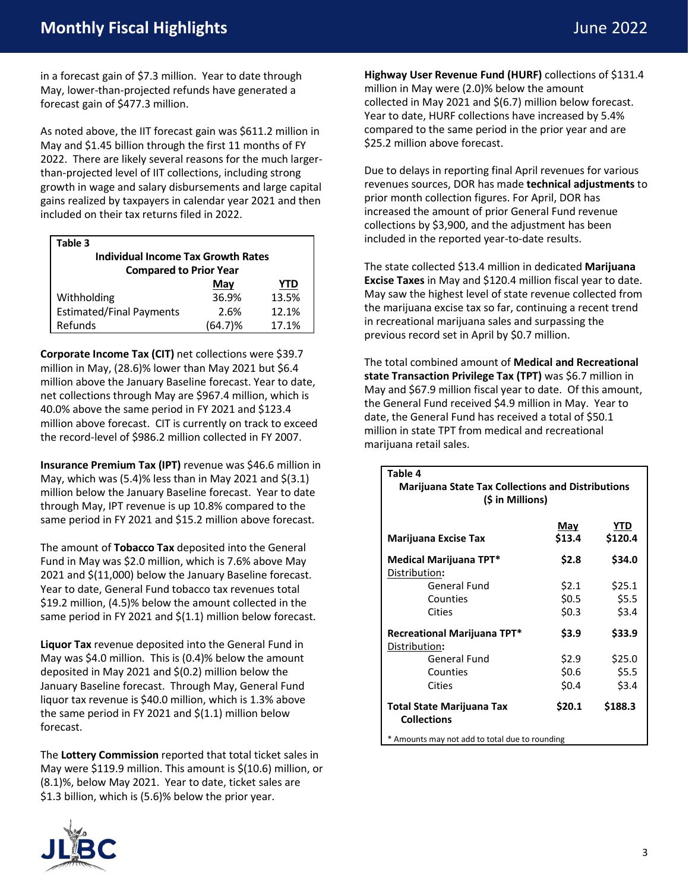in a forecast gain of $7.3 million. Year to date through May, lower-than-projected refunds have generated a forecast gain of $477.3 million.

As noted above, the IIT forecast gain was $611.2 million in May and $1.45 billion through the first 11 months of FY 2022. There are likely several reasons for the much larger-than-projected level of IIT collections, including strong growth in wage and salary disbursements and large capital gains realized by taxpayers in calendar year 2021 and then included on their tax returns filed in 2022.

**Table 3**
**Individual Income Tax Growth Rates Compared to Prior Year**

| | May | YTD |
|---|---|---|
| Withholding | 36.9% | 13.5% |
| Estimated/Final Payments | 2.6% | 12.1% |
| Refunds | (64.7)% | 17.1% |

**Corporate Income Tax (CIT)** net collections were $39.7 million in May, (28.6)% lower than May 2021 but $6.4 million above the January Baseline forecast. Year to date, net collections through May are $967.4 million, which is 40.0% above the same period in FY 2021 and $123.4 million above forecast. CIT is currently on track to exceed the record-level of $986.2 million collected in FY 2007.

**Insurance Premium Tax (IPT)** revenue was $46.6 million in May, which was (5.4)% less than in May 2021 and $(3.1) million below the January Baseline forecast. Year to date through May, IPT revenue is up 10.8% compared to the same period in FY 2021 and $15.2 million above forecast.

The amount of **Tobacco Tax** deposited into the General Fund in May was $2.0 million, which is 7.6% above May 2021 and $(11,000) below the January Baseline forecast. Year to date, General Fund tobacco tax revenues total $19.2 million, (4.5)% below the amount collected in the same period in FY 2021 and $(1.1) million below forecast.

**Liquor Tax** revenue deposited into the General Fund in May was $4.0 million. This is (0.4)% below the amount deposited in May 2021 and $(0.2) million below the January Baseline forecast. Through May, General Fund liquor tax revenue is $40.0 million, which is 1.3% above the same period in FY 2021 and $(1.1) million below forecast.

The **Lottery Commission** reported that total ticket sales in May were $119.9 million. This amount is $(10.6) million, or (8.1)%, below May 2021. Year to date, ticket sales are $1.3 billion, which is (5.6)% below the prior year.

**Highway User Revenue Fund (HURF)** collections of $131.4 million in May were (2.0)% below the amount collected in May 2021 and $(6.7) million below forecast. Year to date, HURF collections have increased by 5.4% compared to the same period in the prior year and are $25.2 million above forecast.

Due to delays in reporting final April revenues for various revenues sources, DOR has made **technical adjustments** to prior month collection figures. For April, DOR has increased the amount of prior General Fund revenue collections by $3,900, and the adjustment has been included in the reported year-to-date results.

The state collected $13.4 million in dedicated **Marijuana Excise Taxes** in May and $120.4 million fiscal year to date. May saw the highest level of state revenue collected from the marijuana excise tax so far, continuing a recent trend in recreational marijuana sales and surpassing the previous record set in April by $0.7 million.

The total combined amount of **Medical and Recreational state Transaction Privilege Tax (TPT)** was $6.7 million in May and $67.9 million fiscal year to date. Of this amount, the General Fund received $4.9 million in May. Year to date, the General Fund has received a total of $50.1 million in state TPT from medical and recreational marijuana retail sales.

**Table 4**
**Marijuana State Tax Collections and Distributions ($ in Millions)**

| | May | YTD |
|---|---|---|
| **Marijuana Excise Tax** | $13.4 | $120.4 |
| **Medical Marijuana TPT*** | **$2.8** | **$34.0** |
| Distribution: | | |
| General Fund | $2.1 | $25.1 |
| Counties | $0.5 | $5.5 |
| Cities | $0.3 | $3.4 |
| **Recreational Marijuana TPT*** | **$3.9** | **$33.9** |
| Distribution: | | |
| General Fund | $2.9 | $25.0 |
| Counties | $0.6 | $5.5 |
| Cities | $0.4 | $3.4 |
| **Total State Marijuana Tax Collections** | **$20.1** | **$188.3** |

* Amounts may not add to total due to rounding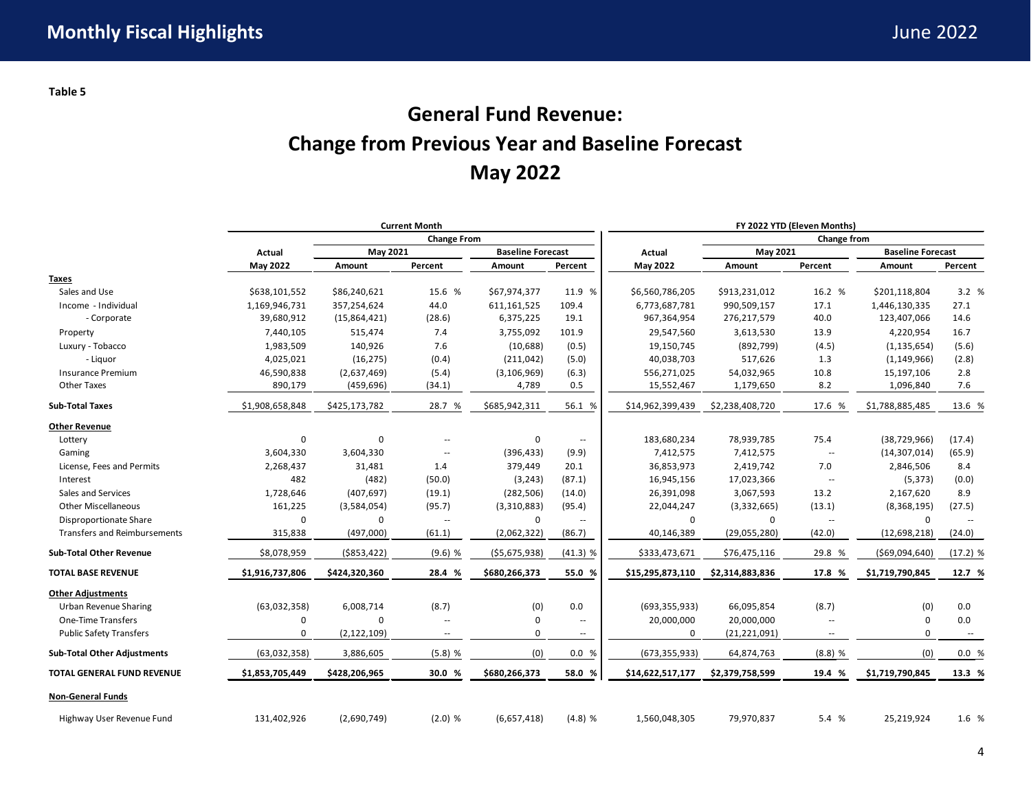Table 5

# General Fund Revenue:
# Change from Previous Year and Baseline Forecast
# May 2022

| | Current Month | | | | | FY 2022 YTD (Eleven Months) | | | | |
|---|---|---|---|---|---|---|---|---|---|---|
| | | Change From | | | | | Change from | | | |
| | Actual | May 2021 | | Baseline Forecast | | Actual | May 2021 | | Baseline Forecast | |
| | May 2022 | Amount | Percent | Amount | Percent | May 2022 | Amount | Percent | Amount | Percent |
| **Taxes** | | | | | | | | | | |
| Sales and Use | $638,101,552 | $86,240,621 | 15.6 % | $67,974,377 | 11.9 % | $6,560,786,205 | $913,231,012 | 16.2 % | $201,118,804 | 3.2 % |
| Income - Individual | 1,169,946,731 | 357,254,624 | 44.0 | 611,161,525 | 109.4 | 6,773,687,781 | 990,509,157 | 17.1 | 1,446,130,335 | 27.1 |
| - Corporate | 39,680,912 | (15,864,421) | (28.6) | 6,375,225 | 19.1 | 967,364,954 | 276,217,579 | 40.0 | 123,407,066 | 14.6 |
| Property | 7,440,105 | 515,474 | 7.4 | 3,755,092 | 101.9 | 29,547,560 | 3,613,530 | 13.9 | 4,220,954 | 16.7 |
| Luxury - Tobacco | 1,983,509 | 140,926 | 7.6 | (10,688) | (0.5) | 19,150,745 | (892,799) | (4.5) | (1,135,654) | (5.6) |
| - Liquor | 4,025,021 | (16,275) | (0.4) | (211,042) | (5.0) | 40,038,703 | 517,626 | 1.3 | (1,149,966) | (2.8) |
| Insurance Premium | 46,590,838 | (2,637,469) | (5.4) | (3,106,969) | (6.3) | 556,271,025 | 54,032,965 | 10.8 | 15,197,106 | 2.8 |
| Other Taxes | 890,179 | (459,696) | (34.1) | 4,789 | 0.5 | 15,552,467 | 1,179,650 | 8.2 | 1,096,840 | 7.6 |
| **Sub-Total Taxes** | $1,908,658,848 | $425,173,782 | 28.7 % | $685,942,311 | 56.1 % | $14,962,399,439 | $2,238,408,720 | 17.6 % | $1,788,885,485 | 13.6 % |
| **Other Revenue** | | | | | | | | | | |
| Lottery | 0 | 0 | -- | 0 | -- | 183,680,234 | 78,939,785 | 75.4 | (38,729,966) | (17.4) |
| Gaming | 3,604,330 | 3,604,330 | -- | (396,433) | (9.9) | 7,412,575 | 7,412,575 | -- | (14,307,014) | (65.9) |
| License, Fees and Permits | 2,268,437 | 31,481 | 1.4 | 379,449 | 20.1 | 36,853,973 | 2,419,742 | 7.0 | 2,846,506 | 8.4 |
| Interest | 482 | (482) | (50.0) | (3,243) | (87.1) | 16,945,156 | 17,023,366 | -- | (5,373) | (0.0) |
| Sales and Services | 1,728,646 | (407,697) | (19.1) | (282,506) | (14.0) | 26,391,098 | 3,067,593 | 13.2 | 2,167,620 | 8.9 |
| Other Miscellaneous | 161,225 | (3,584,054) | (95.7) | (3,310,883) | (95.4) | 22,044,247 | (3,332,665) | (13.1) | (8,368,195) | (27.5) |
| Disproportionate Share | 0 | 0 | -- | 0 | -- | 0 | 0 | -- | 0 | -- |
| Transfers and Reimbursements | 315,838 | (497,000) | (61.1) | (2,062,322) | (86.7) | 40,146,389 | (29,055,280) | (42.0) | (12,698,218) | (24.0) |
| **Sub-Total Other Revenue** | $8,078,959 | ($853,422) | (9.6) % | ($5,675,938) | (41.3) % | $333,473,671 | $76,475,116 | 29.8 % | ($69,094,640) | (17.2) % |
| **TOTAL BASE REVENUE** | **$1,916,737,806** | **$424,320,360** | **28.4 %** | **$680,266,373** | **55.0 %** | **$15,295,873,110** | **$2,314,883,836** | **17.8 %** | **$1,719,790,845** | **12.7 %** |
| **Other Adjustments** | | | | | | | | | | |
| Urban Revenue Sharing | (63,032,358) | 6,008,714 | (8.7) | (0) | 0.0 | (693,355,933) | 66,095,854 | (8.7) | (0) | 0.0 |
| One-Time Transfers | 0 | 0 | -- | 0 | -- | 20,000,000 | 20,000,000 | -- | 0 | 0.0 |
| Public Safety Transfers | 0 | (2,122,109) | -- | 0 | -- | 0 | (21,221,091) | -- | 0 | -- |
| **Sub-Total Other Adjustments** | (63,032,358) | 3,886,605 | (5.8) % | (0) | 0.0 % | (673,355,933) | 64,874,763 | (8.8) % | (0) | 0.0 % |
| **TOTAL GENERAL FUND REVENUE** | **$1,853,705,449** | **$428,206,965** | **30.0 %** | **$680,266,373** | **58.0 %** | **$14,622,517,177** | **$2,379,758,599** | **19.4 %** | **$1,719,790,845** | **13.3 %** |
| **Non-General Funds** | | | | | | | | | | |
| Highway User Revenue Fund | 131,402,926 | (2,690,749) | (2.0) % | (6,657,418) | (4.8) % | 1,560,048,305 | 79,970,837 | 5.4 % | 25,219,924 | 1.6 % |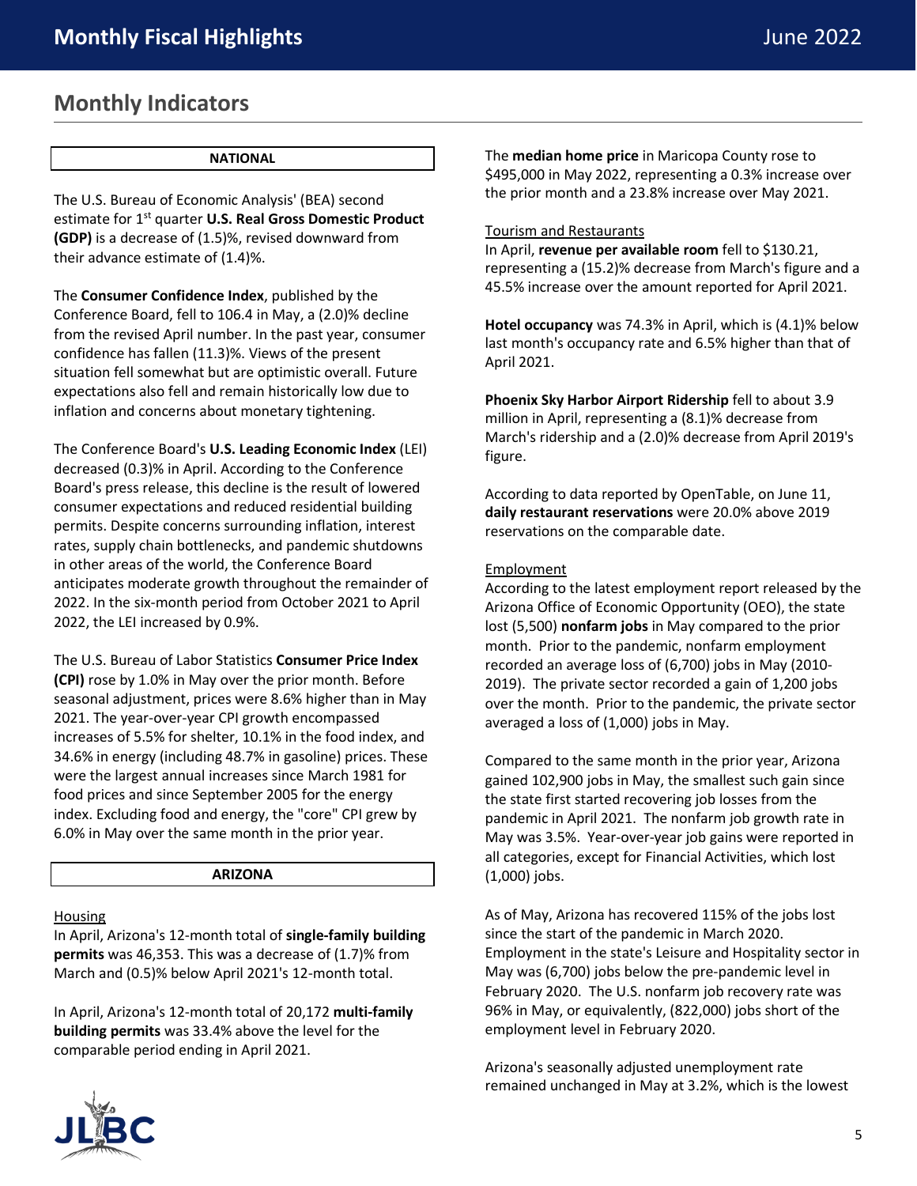## Monthly Indicators

**NATIONAL**

The U.S. Bureau of Economic Analysis' (BEA) second estimate for 1st quarter **U.S. Real Gross Domestic Product (GDP)** is a decrease of (1.5)%, revised downward from their advance estimate of (1.4)%.

The **Consumer Confidence Index**, published by the Conference Board, fell to 106.4 in May, a (2.0)% decline from the revised April number. In the past year, consumer confidence has fallen (11.3)%. Views of the present situation fell somewhat but are optimistic overall. Future expectations also fell and remain historically low due to inflation and concerns about monetary tightening.

The Conference Board's **U.S. Leading Economic Index** (LEI) decreased (0.3)% in April. According to the Conference Board's press release, this decline is the result of lowered consumer expectations and reduced residential building permits. Despite concerns surrounding inflation, interest rates, supply chain bottlenecks, and pandemic shutdowns in other areas of the world, the Conference Board anticipates moderate growth throughout the remainder of 2022. In the six-month period from October 2021 to April 2022, the LEI increased by 0.9%.

The U.S. Bureau of Labor Statistics **Consumer Price Index (CPI)** rose by 1.0% in May over the prior month. Before seasonal adjustment, prices were 8.6% higher than in May 2021. The year-over-year CPI growth encompassed increases of 5.5% for shelter, 10.1% in the food index, and 34.6% in energy (including 48.7% in gasoline) prices. These were the largest annual increases since March 1981 for food prices and since September 2005 for the energy index. Excluding food and energy, the "core" CPI grew by 6.0% in May over the same month in the prior year.

**ARIZONA**

Housing

In April, Arizona's 12-month total of **single-family building permits** was 46,353. This was a decrease of (1.7)% from March and (0.5)% below April 2021's 12-month total.

In April, Arizona's 12-month total of 20,172 **multi-family building permits** was 33.4% above the level for the comparable period ending in April 2021.

The **median home price** in Maricopa County rose to $495,000 in May 2022, representing a 0.3% increase over the prior month and a 23.8% increase over May 2021.

Tourism and Restaurants

In April, **revenue per available room** fell to $130.21, representing a (15.2)% decrease from March's figure and a 45.5% increase over the amount reported for April 2021.

**Hotel occupancy** was 74.3% in April, which is (4.1)% below last month's occupancy rate and 6.5% higher than that of April 2021.

**Phoenix Sky Harbor Airport Ridership** fell to about 3.9 million in April, representing a (8.1)% decrease from March's ridership and a (2.0)% decrease from April 2019's figure.

According to data reported by OpenTable, on June 11, **daily restaurant reservations** were 20.0% above 2019 reservations on the comparable date.

Employment

According to the latest employment report released by the Arizona Office of Economic Opportunity (OEO), the state lost (5,500) **nonfarm jobs** in May compared to the prior month. Prior to the pandemic, nonfarm employment recorded an average loss of (6,700) jobs in May (2010-2019). The private sector recorded a gain of 1,200 jobs over the month. Prior to the pandemic, the private sector averaged a loss of (1,000) jobs in May.

Compared to the same month in the prior year, Arizona gained 102,900 jobs in May, the smallest such gain since the state first started recovering job losses from the pandemic in April 2021. The nonfarm job growth rate in May was 3.5%. Year-over-year job gains were reported in all categories, except for Financial Activities, which lost (1,000) jobs.

As of May, Arizona has recovered 115% of the jobs lost since the start of the pandemic in March 2020. Employment in the state's Leisure and Hospitality sector in May was (6,700) jobs below the pre-pandemic level in February 2020. The U.S. nonfarm job recovery rate was 96% in May, or equivalently, (822,000) jobs short of the employment level in February 2020.

Arizona's seasonally adjusted unemployment rate remained unchanged in May at 3.2%, which is the lowest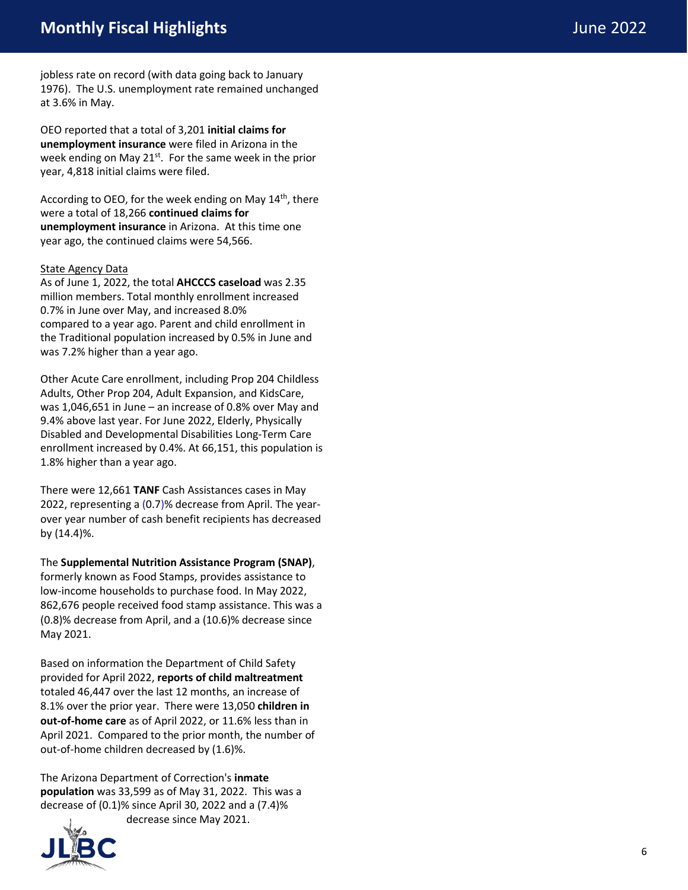jobless rate on record (with data going back to January 1976). The U.S. unemployment rate remained unchanged at 3.6% in May.

OEO reported that a total of 3,201 **initial claims for unemployment insurance** were filed in Arizona in the week ending on May 21st. For the same week in the prior year, 4,818 initial claims were filed.

According to OEO, for the week ending on May 14th, there were a total of 18,266 **continued claims for unemployment insurance** in Arizona. At this time one year ago, the continued claims were 54,566.

State Agency Data

As of June 1, 2022, the total **AHCCCS caseload** was 2.35 million members. Total monthly enrollment increased 0.7% in June over May, and increased 8.0% compared to a year ago. Parent and child enrollment in the Traditional population increased by 0.5% in June and was 7.2% higher than a year ago.

Other Acute Care enrollment, including Prop 204 Childless Adults, Other Prop 204, Adult Expansion, and KidsCare, was 1,046,651 in June – an increase of 0.8% over May and 9.4% above last year. For June 2022, Elderly, Physically Disabled and Developmental Disabilities Long-Term Care enrollment increased by 0.4%. At 66,151, this population is 1.8% higher than a year ago.

There were 12,661 **TANF** Cash Assistances cases in May 2022, representing a (0.7)% decrease from April. The year-over year number of cash benefit recipients has decreased by (14.4)%.

The **Supplemental Nutrition Assistance Program (SNAP)**, formerly known as Food Stamps, provides assistance to low-income households to purchase food. In May 2022, 862,676 people received food stamp assistance. This was a (0.8)% decrease from April, and a (10.6)% decrease since May 2021.

Based on information the Department of Child Safety provided for April 2022, **reports of child maltreatment** totaled 46,447 over the last 12 months, an increase of 8.1% over the prior year. There were 13,050 **children in out-of-home care** as of April 2022, or 11.6% less than in April 2021. Compared to the prior month, the number of out-of-home children decreased by (1.6)%.

The Arizona Department of Correction's **inmate population** was 33,599 as of May 31, 2022. This was a decrease of (0.1)% since April 30, 2022 and a (7.4)% decrease since May 2021.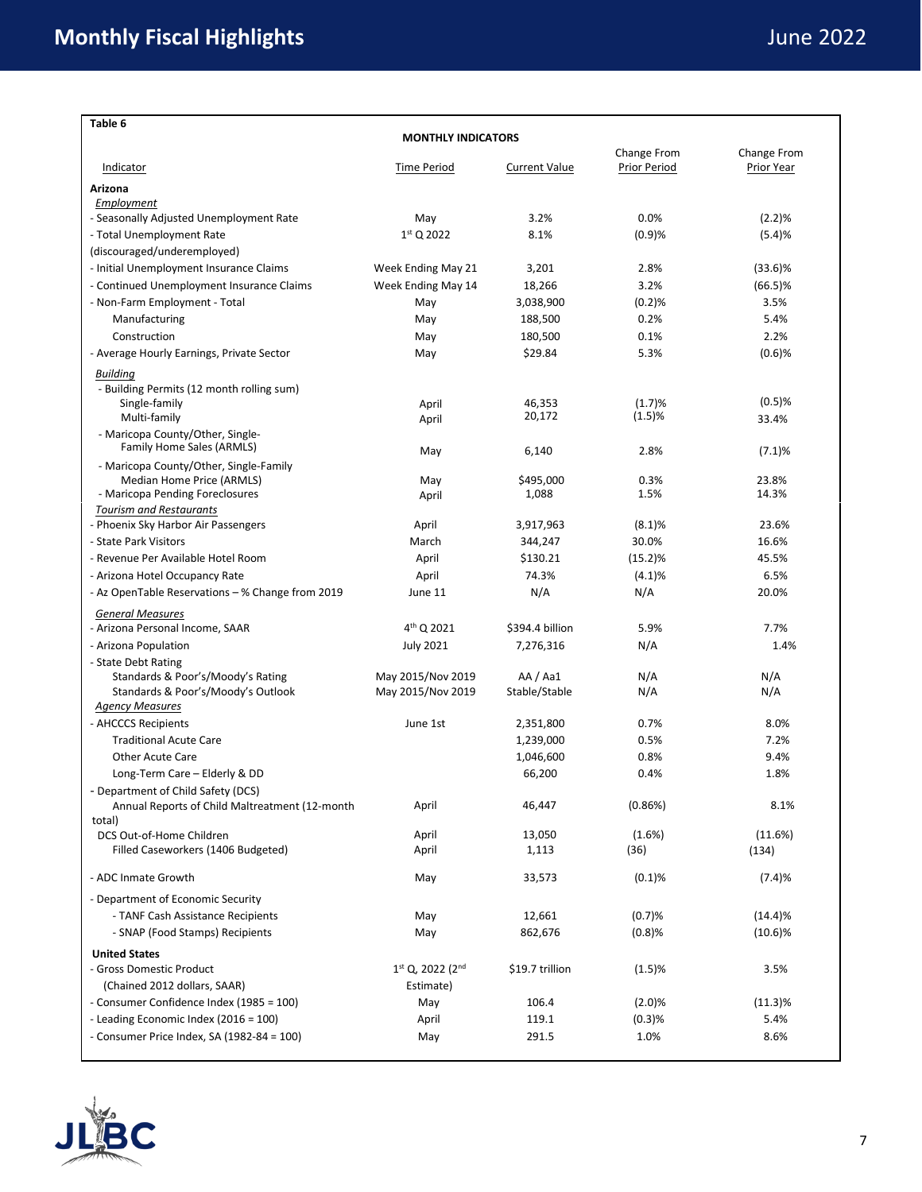**Table 6**

**MONTHLY INDICATORS**

| Indicator | Time Period | Current Value | Change From Prior Period | Change From Prior Year |
|---|---|---|---|---|
| **Arizona** | | | | |
| *Employment* | | | | |
| - Seasonally Adjusted Unemployment Rate | May | 3.2% | 0.0% | (2.2)% |
| - Total Unemployment Rate (discouraged/underemployed) | 1st Q 2022 | 8.1% | (0.9)% | (5.4)% |
| - Initial Unemployment Insurance Claims | Week Ending May 21 | 3,201 | 2.8% | (33.6)% |
| - Continued Unemployment Insurance Claims | Week Ending May 14 | 18,266 | 3.2% | (66.5)% |
| - Non-Farm Employment - Total | May | 3,038,900 | (0.2)% | 3.5% |
| Manufacturing | May | 188,500 | 0.2% | 5.4% |
| Construction | May | 180,500 | 0.1% | 2.2% |
| - Average Hourly Earnings, Private Sector | May | $29.84 | 5.3% | (0.6)% |
| *Building* | | | | |
| - Building Permits (12 month rolling sum) | | | | |
| Single-family | April | 46,353 | (1.7)% | (0.5)% |
| Multi-family | April | 20,172 | (1.5)% | 33.4% |
| - Maricopa County/Other, Single-Family Home Sales (ARMLS) | May | 6,140 | 2.8% | (7.1)% |
| - Maricopa County/Other, Single-Family Median Home Price (ARMLS) | May | $495,000 | 0.3% | 23.8% |
| - Maricopa Pending Foreclosures | April | 1,088 | 1.5% | 14.3% |
| *Tourism and Restaurants* | | | | |
| - Phoenix Sky Harbor Air Passengers | April | 3,917,963 | (8.1)% | 23.6% |
| - State Park Visitors | March | 344,247 | 30.0% | 16.6% |
| - Revenue Per Available Hotel Room | April | $130.21 | (15.2)% | 45.5% |
| - Arizona Hotel Occupancy Rate | April | 74.3% | (4.1)% | 6.5% |
| - Az OpenTable Reservations – % Change from 2019 | June 11 | N/A | N/A | 20.0% |
| *General Measures* | | | | |
| - Arizona Personal Income, SAAR | 4th Q 2021 | $394.4 billion | 5.9% | 7.7% |
| - Arizona Population | July 2021 | 7,276,316 | N/A | 1.4% |
| - State Debt Rating | | | | |
| Standards & Poor's/Moody's Rating | May 2015/Nov 2019 | AA / Aa1 | N/A | N/A |
| Standards & Poor's/Moody's Outlook | May 2015/Nov 2019 | Stable/Stable | N/A | N/A |
| *Agency Measures* | | | | |
| - AHCCCS Recipients | June 1st | 2,351,800 | 0.7% | 8.0% |
| Traditional Acute Care | | 1,239,000 | 0.5% | 7.2% |
| Other Acute Care | | 1,046,600 | 0.8% | 9.4% |
| Long-Term Care – Elderly & DD | | 66,200 | 0.4% | 1.8% |
| - Department of Child Safety (DCS) | | | | |
| Annual Reports of Child Maltreatment (12-month total) | April | 46,447 | (0.86%) | 8.1% |
| DCS Out-of-Home Children | April | 13,050 | (1.6%) | (11.6%) |
| Filled Caseworkers (1406 Budgeted) | April | 1,113 | (36) | (134) |
| - ADC Inmate Growth | May | 33,573 | (0.1)% | (7.4)% |
| - Department of Economic Security | | | | |
| - TANF Cash Assistance Recipients | May | 12,661 | (0.7)% | (14.4)% |
| - SNAP (Food Stamps) Recipients | May | 862,676 | (0.8)% | (10.6)% |
| **United States** | | | | |
| - Gross Domestic Product (Chained 2012 dollars, SAAR) | 1st Q, 2022 (2nd Estimate) | $19.7 trillion | (1.5)% | 3.5% |
| - Consumer Confidence Index (1985 = 100) | May | 106.4 | (2.0)% | (11.3)% |
| - Leading Economic Index (2016 = 100) | April | 119.1 | (0.3)% | 5.4% |
| - Consumer Price Index, SA (1982-84 = 100) | May | 291.5 | 1.0% | 8.6% |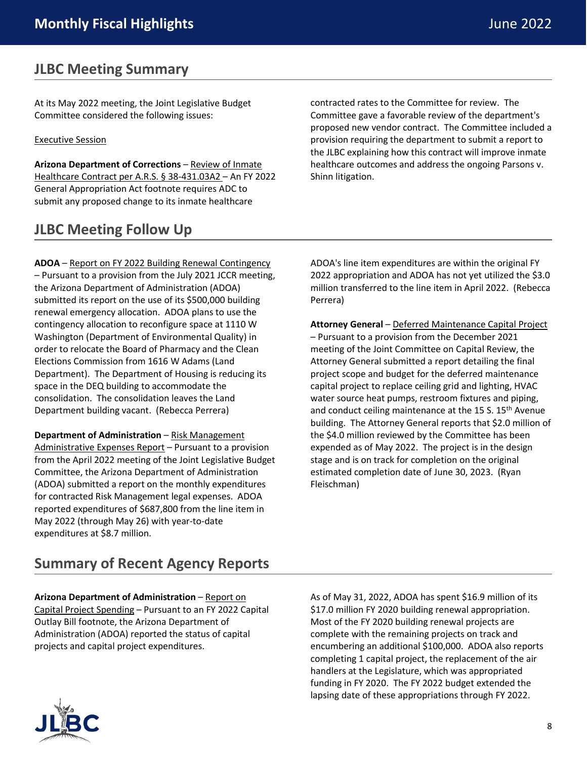## JLBC Meeting Summary

At its May 2022 meeting, the Joint Legislative Budget Committee considered the following issues:

Executive Session

**Arizona Department of Corrections** – Review of Inmate Healthcare Contract per A.R.S. § 38-431.03A2 – An FY 2022 General Appropriation Act footnote requires ADC to submit any proposed change to its inmate healthcare contracted rates to the Committee for review. The Committee gave a favorable review of the department's proposed new vendor contract. The Committee included a provision requiring the department to submit a report to the JLBC explaining how this contract will improve inmate healthcare outcomes and address the ongoing Parsons v. Shinn litigation.

## JLBC Meeting Follow Up

**ADOA** – Report on FY 2022 Building Renewal Contingency – Pursuant to a provision from the July 2021 JCCR meeting, the Arizona Department of Administration (ADOA) submitted its report on the use of its $500,000 building renewal emergency allocation. ADOA plans to use the contingency allocation to reconfigure space at 1110 W Washington (Department of Environmental Quality) in order to relocate the Board of Pharmacy and the Clean Elections Commission from 1616 W Adams (Land Department). The Department of Housing is reducing its space in the DEQ building to accommodate the consolidation. The consolidation leaves the Land Department building vacant. (Rebecca Perrera)

**Department of Administration** – Risk Management Administrative Expenses Report – Pursuant to a provision from the April 2022 meeting of the Joint Legislative Budget Committee, the Arizona Department of Administration (ADOA) submitted a report on the monthly expenditures for contracted Risk Management legal expenses. ADOA reported expenditures of $687,800 from the line item in May 2022 (through May 26) with year-to-date expenditures at $8.7 million. ADOA's line item expenditures are within the original FY 2022 appropriation and ADOA has not yet utilized the $3.0 million transferred to the line item in April 2022. (Rebecca Perrera)

**Attorney General** – Deferred Maintenance Capital Project – Pursuant to a provision from the December 2021 meeting of the Joint Committee on Capital Review, the Attorney General submitted a report detailing the final project scope and budget for the deferred maintenance capital project to replace ceiling grid and lighting, HVAC water source heat pumps, restroom fixtures and piping, and conduct ceiling maintenance at the 15 S. 15th Avenue building. The Attorney General reports that $2.0 million of the $4.0 million reviewed by the Committee has been expended as of May 2022. The project is in the design stage and is on track for completion on the original estimated completion date of June 30, 2023. (Ryan Fleischman)

## Summary of Recent Agency Reports

**Arizona Department of Administration** – Report on Capital Project Spending – Pursuant to an FY 2022 Capital Outlay Bill footnote, the Arizona Department of Administration (ADOA) reported the status of capital projects and capital project expenditures.

As of May 31, 2022, ADOA has spent $16.9 million of its $17.0 million FY 2020 building renewal appropriation. Most of the FY 2020 building renewal projects are complete with the remaining projects on track and encumbering an additional $100,000. ADOA also reports completing 1 capital project, the replacement of the air handlers at the Legislature, which was appropriated funding in FY 2020. The FY 2022 budget extended the lapsing date of these appropriations through FY 2022.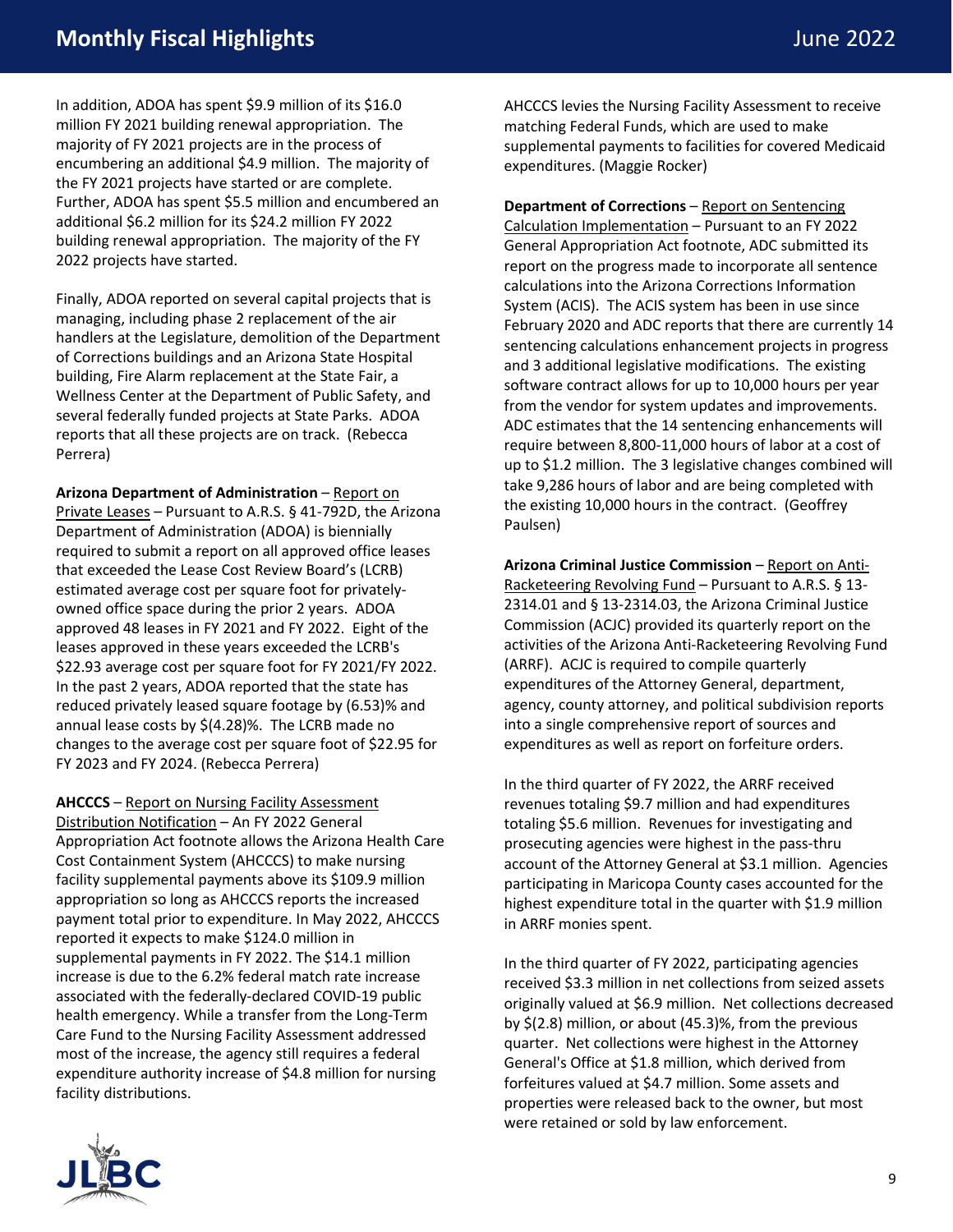In addition, ADOA has spent $9.9 million of its $16.0 million FY 2021 building renewal appropriation. The majority of FY 2021 projects are in the process of encumbering an additional $4.9 million. The majority of the FY 2021 projects have started or are complete. Further, ADOA has spent $5.5 million and encumbered an additional $6.2 million for its $24.2 million FY 2022 building renewal appropriation. The majority of the FY 2022 projects have started.

Finally, ADOA reported on several capital projects that is managing, including phase 2 replacement of the air handlers at the Legislature, demolition of the Department of Corrections buildings and an Arizona State Hospital building, Fire Alarm replacement at the State Fair, a Wellness Center at the Department of Public Safety, and several federally funded projects at State Parks. ADOA reports that all these projects are on track. (Rebecca Perrera)

**Arizona Department of Administration** – Report on Private Leases – Pursuant to A.R.S. § 41-792D, the Arizona Department of Administration (ADOA) is biennially required to submit a report on all approved office leases that exceeded the Lease Cost Review Board's (LCRB) estimated average cost per square foot for privately-owned office space during the prior 2 years. ADOA approved 48 leases in FY 2021 and FY 2022. Eight of the leases approved in these years exceeded the LCRB's $22.93 average cost per square foot for FY 2021/FY 2022. In the past 2 years, ADOA reported that the state has reduced privately leased square footage by (6.53)% and annual lease costs by $(4.28)%. The LCRB made no changes to the average cost per square foot of $22.95 for FY 2023 and FY 2024. (Rebecca Perrera)

**AHCCCS** – Report on Nursing Facility Assessment Distribution Notification – An FY 2022 General Appropriation Act footnote allows the Arizona Health Care Cost Containment System (AHCCCS) to make nursing facility supplemental payments above its $109.9 million appropriation so long as AHCCCS reports the increased payment total prior to expenditure. In May 2022, AHCCCS reported it expects to make $124.0 million in supplemental payments in FY 2022. The $14.1 million increase is due to the 6.2% federal match rate increase associated with the federally-declared COVID-19 public health emergency. While a transfer from the Long-Term Care Fund to the Nursing Facility Assessment addressed most of the increase, the agency still requires a federal expenditure authority increase of $4.8 million for nursing facility distributions.

AHCCCS levies the Nursing Facility Assessment to receive matching Federal Funds, which are used to make supplemental payments to facilities for covered Medicaid expenditures. (Maggie Rocker)

**Department of Corrections** – Report on Sentencing Calculation Implementation – Pursuant to an FY 2022 General Appropriation Act footnote, ADC submitted its report on the progress made to incorporate all sentence calculations into the Arizona Corrections Information System (ACIS). The ACIS system has been in use since February 2020 and ADC reports that there are currently 14 sentencing calculations enhancement projects in progress and 3 additional legislative modifications. The existing software contract allows for up to 10,000 hours per year from the vendor for system updates and improvements. ADC estimates that the 14 sentencing enhancements will require between 8,800-11,000 hours of labor at a cost of up to $1.2 million. The 3 legislative changes combined will take 9,286 hours of labor and are being completed with the existing 10,000 hours in the contract. (Geoffrey Paulsen)

**Arizona Criminal Justice Commission** – Report on Anti-Racketeering Revolving Fund – Pursuant to A.R.S. § 13-2314.01 and § 13-2314.03, the Arizona Criminal Justice Commission (ACJC) provided its quarterly report on the activities of the Arizona Anti-Racketeering Revolving Fund (ARRF). ACJC is required to compile quarterly expenditures of the Attorney General, department, agency, county attorney, and political subdivision reports into a single comprehensive report of sources and expenditures as well as report on forfeiture orders.

In the third quarter of FY 2022, the ARRF received revenues totaling $9.7 million and had expenditures totaling $5.6 million. Revenues for investigating and prosecuting agencies were highest in the pass-thru account of the Attorney General at $3.1 million. Agencies participating in Maricopa County cases accounted for the highest expenditure total in the quarter with $1.9 million in ARRF monies spent.

In the third quarter of FY 2022, participating agencies received $3.3 million in net collections from seized assets originally valued at $6.9 million. Net collections decreased by $(2.8) million, or about (45.3)%, from the previous quarter. Net collections were highest in the Attorney General's Office at $1.8 million, which derived from forfeitures valued at $4.7 million. Some assets and properties were released back to the owner, but most were retained or sold by law enforcement.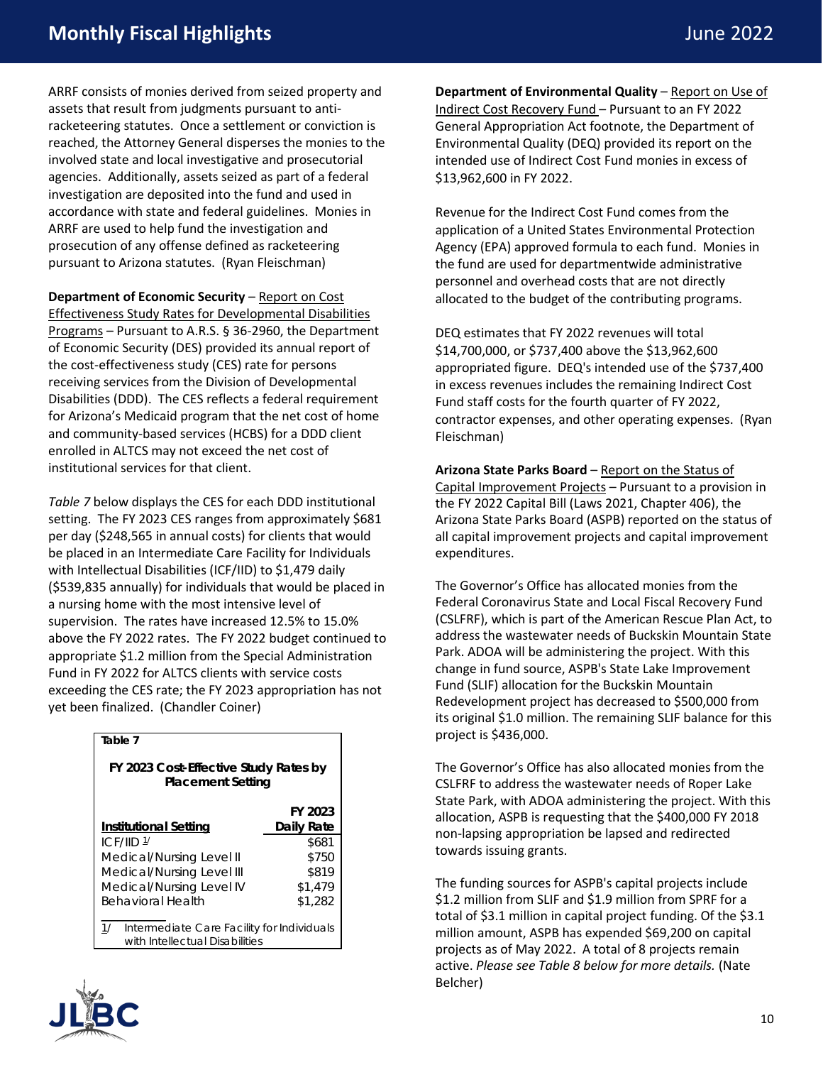ARRF consists of monies derived from seized property and assets that result from judgments pursuant to anti-racketeering statutes. Once a settlement or conviction is reached, the Attorney General disperses the monies to the involved state and local investigative and prosecutorial agencies. Additionally, assets seized as part of a federal investigation are deposited into the fund and used in accordance with state and federal guidelines. Monies in ARRF are used to help fund the investigation and prosecution of any offense defined as racketeering pursuant to Arizona statutes. (Ryan Fleischman)

**Department of Economic Security** – Report on Cost Effectiveness Study Rates for Developmental Disabilities Programs – Pursuant to A.R.S. § 36-2960, the Department of Economic Security (DES) provided its annual report of the cost-effectiveness study (CES) rate for persons receiving services from the Division of Developmental Disabilities (DDD). The CES reflects a federal requirement for Arizona's Medicaid program that the net cost of home and community-based services (HCBS) for a DDD client enrolled in ALTCS may not exceed the net cost of institutional services for that client.

*Table 7* below displays the CES for each DDD institutional setting. The FY 2023 CES ranges from approximately $681 per day ($248,565 in annual costs) for clients that would be placed in an Intermediate Care Facility for Individuals with Intellectual Disabilities (ICF/IID) to $1,479 daily ($539,835 annually) for individuals that would be placed in a nursing home with the most intensive level of supervision. The rates have increased 12.5% to 15.0% above the FY 2022 rates. The FY 2022 budget continued to appropriate $1.2 million from the Special Administration Fund in FY 2022 for ALTCS clients with service costs exceeding the CES rate; the FY 2023 appropriation has not yet been finalized. (Chandler Coiner)

**Table 7**

**FY 2023 Cost-Effective Study Rates by Placement Setting**

| Institutional Setting | FY 2023 Daily Rate |
|---|---|
| ICF/IID [1/] | $681 |
| Medical/Nursing Level II | $750 |
| Medical/Nursing Level III | $819 |
| Medical/Nursing Level IV | $1,479 |
| Behavioral Health | $1,282 |

1/ Intermediate Care Facility for Individuals with Intellectual Disabilities

**Department of Environmental Quality** – Report on Use of Indirect Cost Recovery Fund – Pursuant to an FY 2022 General Appropriation Act footnote, the Department of Environmental Quality (DEQ) provided its report on the intended use of Indirect Cost Fund monies in excess of $13,962,600 in FY 2022.

Revenue for the Indirect Cost Fund comes from the application of a United States Environmental Protection Agency (EPA) approved formula to each fund. Monies in the fund are used for departmentwide administrative personnel and overhead costs that are not directly allocated to the budget of the contributing programs.

DEQ estimates that FY 2022 revenues will total $14,700,000, or $737,400 above the $13,962,600 appropriated figure. DEQ's intended use of the $737,400 in excess revenues includes the remaining Indirect Cost Fund staff costs for the fourth quarter of FY 2022, contractor expenses, and other operating expenses. (Ryan Fleischman)

**Arizona State Parks Board** – Report on the Status of Capital Improvement Projects – Pursuant to a provision in the FY 2022 Capital Bill (Laws 2021, Chapter 406), the Arizona State Parks Board (ASPB) reported on the status of all capital improvement projects and capital improvement expenditures.

The Governor's Office has allocated monies from the Federal Coronavirus State and Local Fiscal Recovery Fund (CSLFRF), which is part of the American Rescue Plan Act, to address the wastewater needs of Buckskin Mountain State Park. ADOA will be administering the project. With this change in fund source, ASPB's State Lake Improvement Fund (SLIF) allocation for the Buckskin Mountain Redevelopment project has decreased to $500,000 from its original $1.0 million. The remaining SLIF balance for this project is $436,000.

The Governor's Office has also allocated monies from the CSLFRF to address the wastewater needs of Roper Lake State Park, with ADOA administering the project. With this allocation, ASPB is requesting that the $400,000 FY 2018 non-lapsing appropriation be lapsed and redirected towards issuing grants.

The funding sources for ASPB's capital projects include $1.2 million from SLIF and $1.9 million from SPRF for a total of $3.1 million in capital project funding. Of the $3.1 million amount, ASPB has expended $69,200 on capital projects as of May 2022. A total of 8 projects remain active. *Please see Table 8 below for more details.* (Nate Belcher)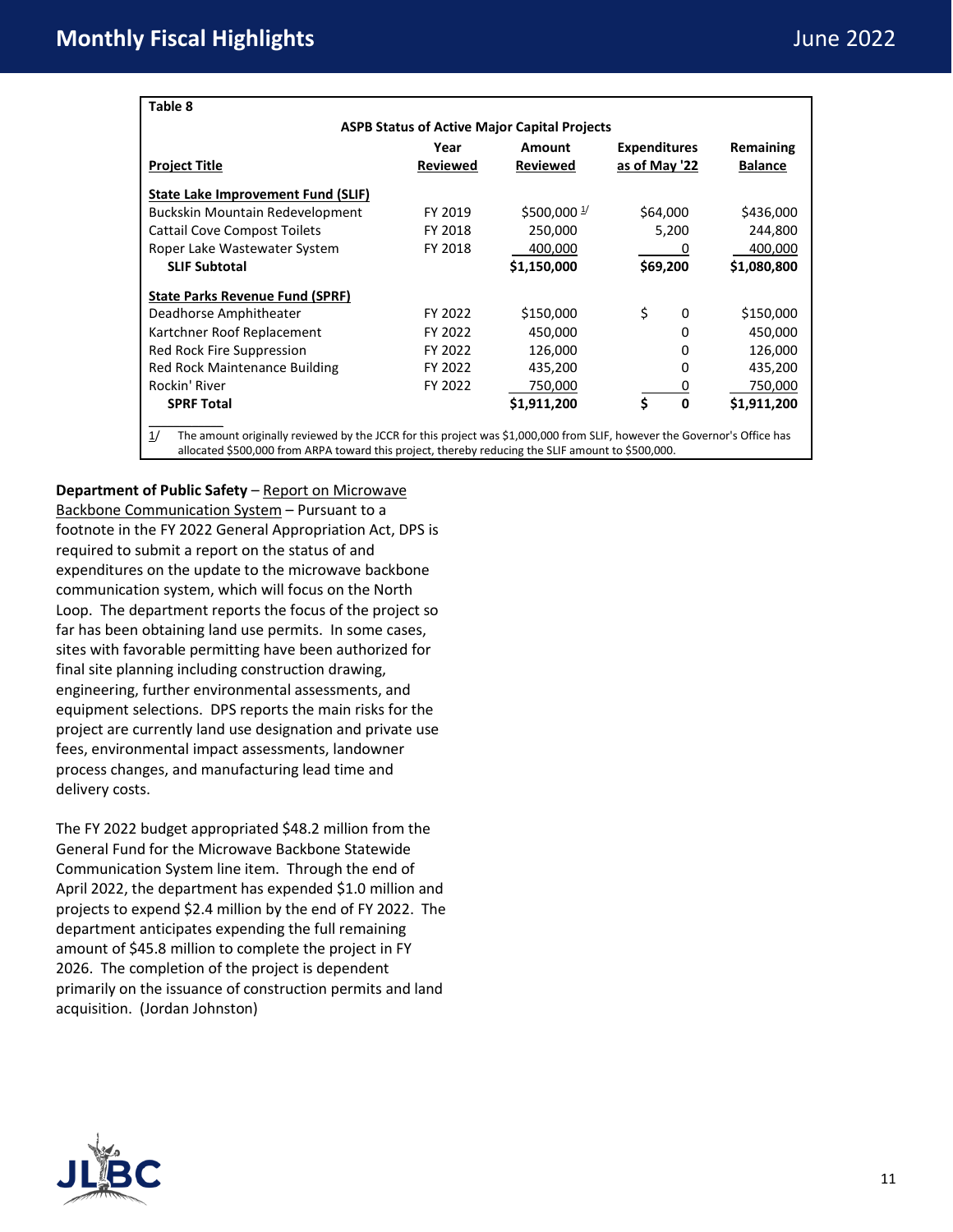**Table 8**

**ASPB Status of Active Major Capital Projects**

| Project Title | Year Reviewed | Amount Reviewed | Expenditures as of May '22 | Remaining Balance |
|---|---|---|---|---|
| **State Lake Improvement Fund (SLIF)** | | | | |
| Buckskin Mountain Redevelopment | FY 2019 | $500,000 [1/] | $64,000 | $436,000 |
| Cattail Cove Compost Toilets | FY 2018 | 250,000 | 5,200 | 244,800 |
| Roper Lake Wastewater System | FY 2018 | 400,000 | 0 | 400,000 |
| **SLIF Subtotal** | | **$1,150,000** | **$69,200** | **$1,080,800** |
| **State Parks Revenue Fund (SPRF)** | | | | |
| Deadhorse Amphitheater | FY 2022 | $150,000 | $ 0 | $150,000 |
| Kartchner Roof Replacement | FY 2022 | 450,000 | 0 | 450,000 |
| Red Rock Fire Suppression | FY 2022 | 126,000 | 0 | 126,000 |
| Red Rock Maintenance Building | FY 2022 | 435,200 | 0 | 435,200 |
| Rockin' River | FY 2022 | 750,000 | 0 | 750,000 |
| **SPRF Total** | | **$1,911,200** | **$ 0** | **$1,911,200** |

1/ The amount originally reviewed by the JCCR for this project was $1,000,000 from SLIF, however the Governor's Office has allocated $500,000 from ARPA toward this project, thereby reducing the SLIF amount to $500,000.

**Department of Public Safety** – Report on Microwave Backbone Communication System – Pursuant to a footnote in the FY 2022 General Appropriation Act, DPS is required to submit a report on the status of and expenditures on the update to the microwave backbone communication system, which will focus on the North Loop. The department reports the focus of the project so far has been obtaining land use permits. In some cases, sites with favorable permitting have been authorized for final site planning including construction drawing, engineering, further environmental assessments, and equipment selections. DPS reports the main risks for the project are currently land use designation and private use fees, environmental impact assessments, landowner process changes, and manufacturing lead time and delivery costs.

The FY 2022 budget appropriated $48.2 million from the General Fund for the Microwave Backbone Statewide Communication System line item. Through the end of April 2022, the department has expended $1.0 million and projects to expend $2.4 million by the end of FY 2022. The department anticipates expending the full remaining amount of $45.8 million to complete the project in FY 2026. The completion of the project is dependent primarily on the issuance of construction permits and land acquisition. (Jordan Johnston)